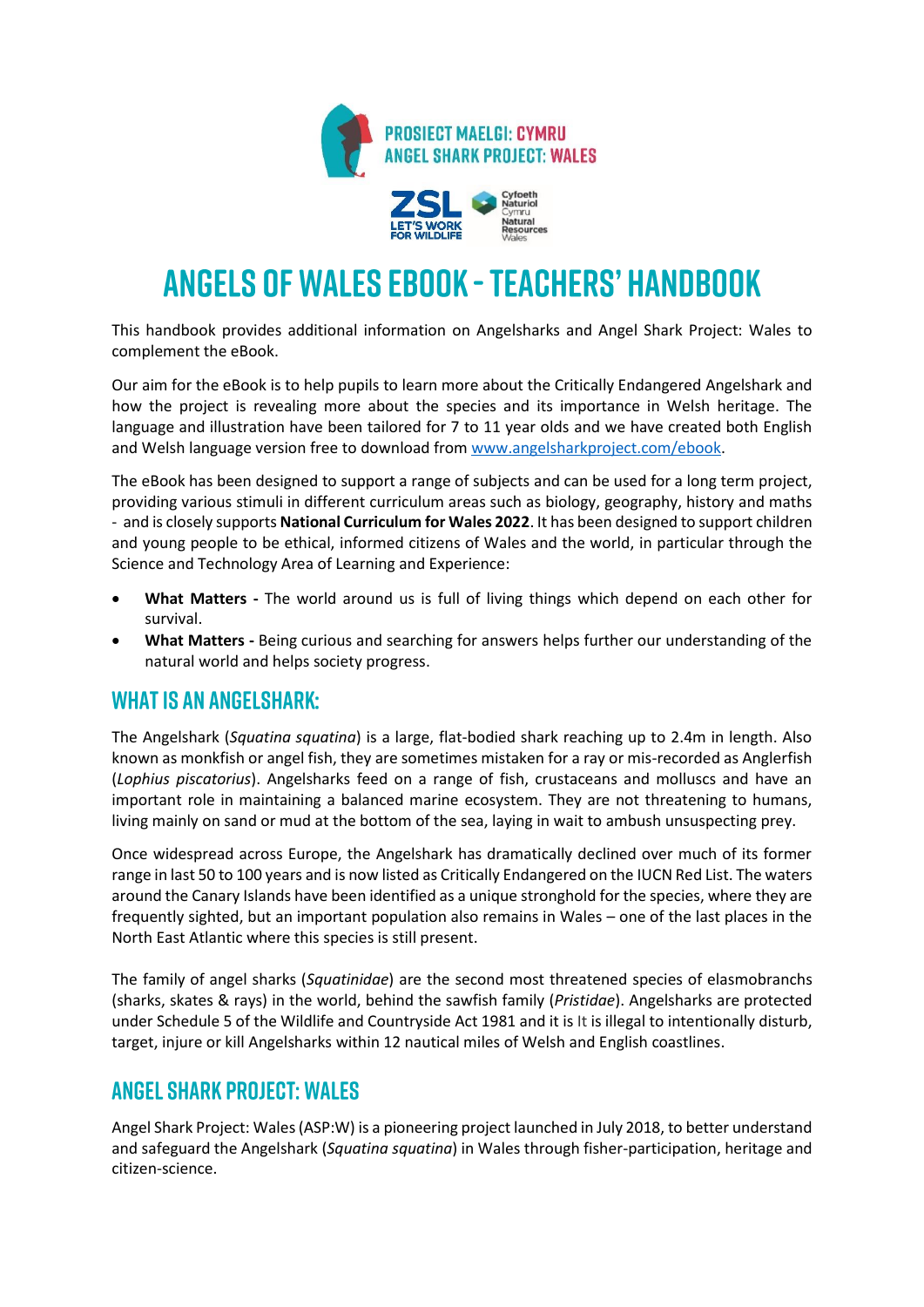PROSIECT MAELGI: CYMRU
ANGEL SHARK PROJECT: WALES

ZSL LET'S WORK FOR WILDLIFE

Cyfoeth Naturiol Cymru Natural Resources Wales

# ANGELS OF WALES EBOOK - TEACHERS' HANDBOOK

This handbook provides additional information on Angelsharks and Angel Shark Project: Wales to complement the eBook.

Our aim for the eBook is to help pupils to learn more about the Critically Endangered Angelshark and how the project is revealing more about the species and its importance in Welsh heritage. The language and illustration have been tailored for 7 to 11 year olds and we have created both English and Welsh language version free to download from [www.angelsharkproject.com/ebook](www.angelsharkproject.com/ebook).

The eBook has been designed to support a range of subjects and can be used for a long term project, providing various stimuli in different curriculum areas such as biology, geography, history and maths - and is closely supports **National Curriculum for Wales 2022**. It has been designed to support children and young people to be ethical, informed citizens of Wales and the world, in particular through the Science and Technology Area of Learning and Experience:

- **What Matters -** The world around us is full of living things which depend on each other for survival.
- **What Matters -** Being curious and searching for answers helps further our understanding of the natural world and helps society progress.

## WHAT IS AN ANGELSHARK:

The Angelshark (*Squatina squatina*) is a large, flat-bodied shark reaching up to 2.4m in length. Also known as monkfish or angel fish, they are sometimes mistaken for a ray or mis-recorded as Anglerfish (*Lophius piscatorius*). Angelsharks feed on a range of fish, crustaceans and molluscs and have an important role in maintaining a balanced marine ecosystem. They are not threatening to humans, living mainly on sand or mud at the bottom of the sea, laying in wait to ambush unsuspecting prey.

Once widespread across Europe, the Angelshark has dramatically declined over much of its former range in last 50 to 100 years and is now listed as Critically Endangered on the IUCN Red List. The waters around the Canary Islands have been identified as a unique stronghold for the species, where they are frequently sighted, but an important population also remains in Wales – one of the last places in the North East Atlantic where this species is still present.

The family of angel sharks (*Squatinidae*) are the second most threatened species of elasmobranchs (sharks, skates & rays) in the world, behind the sawfish family (*Pristidae*). Angelsharks are protected under Schedule 5 of the Wildlife and Countryside Act 1981 and it is It is illegal to intentionally disturb, target, injure or kill Angelsharks within 12 nautical miles of Welsh and English coastlines.

## ANGEL SHARK PROJECT: WALES

Angel Shark Project: Wales (ASP:W) is a pioneering project launched in July 2018, to better understand and safeguard the Angelshark (*Squatina squatina*) in Wales through fisher-participation, heritage and citizen-science.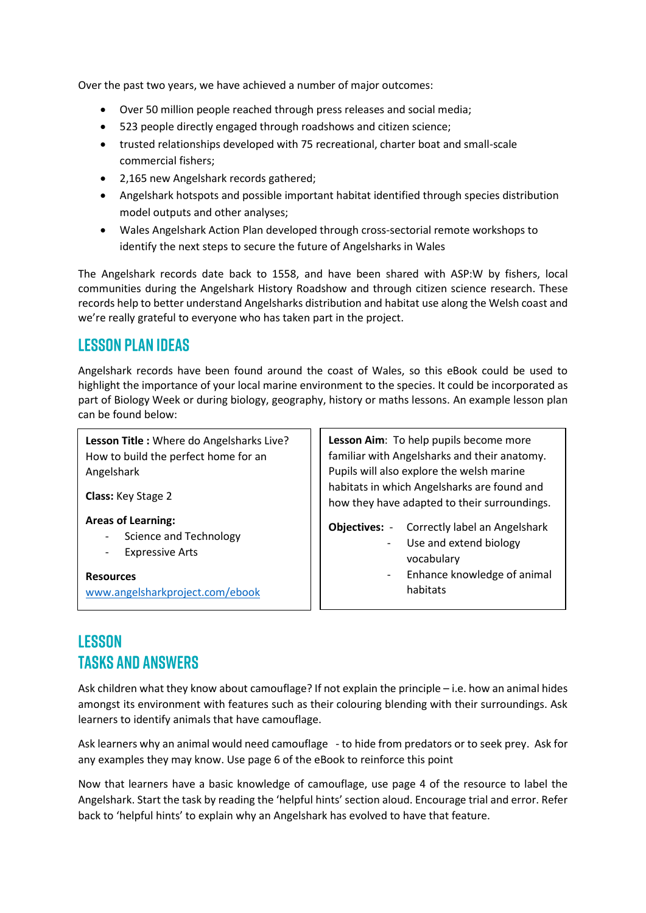Over the past two years, we have achieved a number of major outcomes:

- Over 50 million people reached through press releases and social media;
- 523 people directly engaged through roadshows and citizen science;
- trusted relationships developed with 75 recreational, charter boat and small-scale commercial fishers;
- 2,165 new Angelshark records gathered;
- Angelshark hotspots and possible important habitat identified through species distribution model outputs and other analyses;
- Wales Angelshark Action Plan developed through cross-sectorial remote workshops to identify the next steps to secure the future of Angelsharks in Wales

The Angelshark records date back to 1558, and have been shared with ASP:W by fishers, local communities during the Angelshark History Roadshow and through citizen science research. These records help to better understand Angelsharks distribution and habitat use along the Welsh coast and we're really grateful to everyone who has taken part in the project.

## LESSON PLAN IDEAS

Angelshark records have been found around the coast of Wales, so this eBook could be used to highlight the importance of your local marine environment to the species. It could be incorporated as part of Biology Week or during biology, geography, history or maths lessons. An example lesson plan can be found below:

**Lesson Title :** Where do Angelsharks Live? How to build the perfect home for an Angelshark

**Class:** Key Stage 2

**Areas of Learning:**

- Science and Technology
- Expressive Arts

**Resources**

www.angelsharkproject.com/ebook

**Lesson Aim**: To help pupils become more familiar with Angelsharks and their anatomy. Pupils will also explore the welsh marine habitats in which Angelsharks are found and how they have adapted to their surroundings.

**Objectives:**

- Correctly label an Angelshark
- Use and extend biology vocabulary
- Enhance knowledge of animal habitats

## LESSON TASKS AND ANSWERS

Ask children what they know about camouflage? If not explain the principle – i.e. how an animal hides amongst its environment with features such as their colouring blending with their surroundings. Ask learners to identify animals that have camouflage.

Ask learners why an animal would need camouflage - to hide from predators or to seek prey. Ask for any examples they may know. Use page 6 of the eBook to reinforce this point

Now that learners have a basic knowledge of camouflage, use page 4 of the resource to label the Angelshark. Start the task by reading the 'helpful hints' section aloud. Encourage trial and error. Refer back to 'helpful hints' to explain why an Angelshark has evolved to have that feature.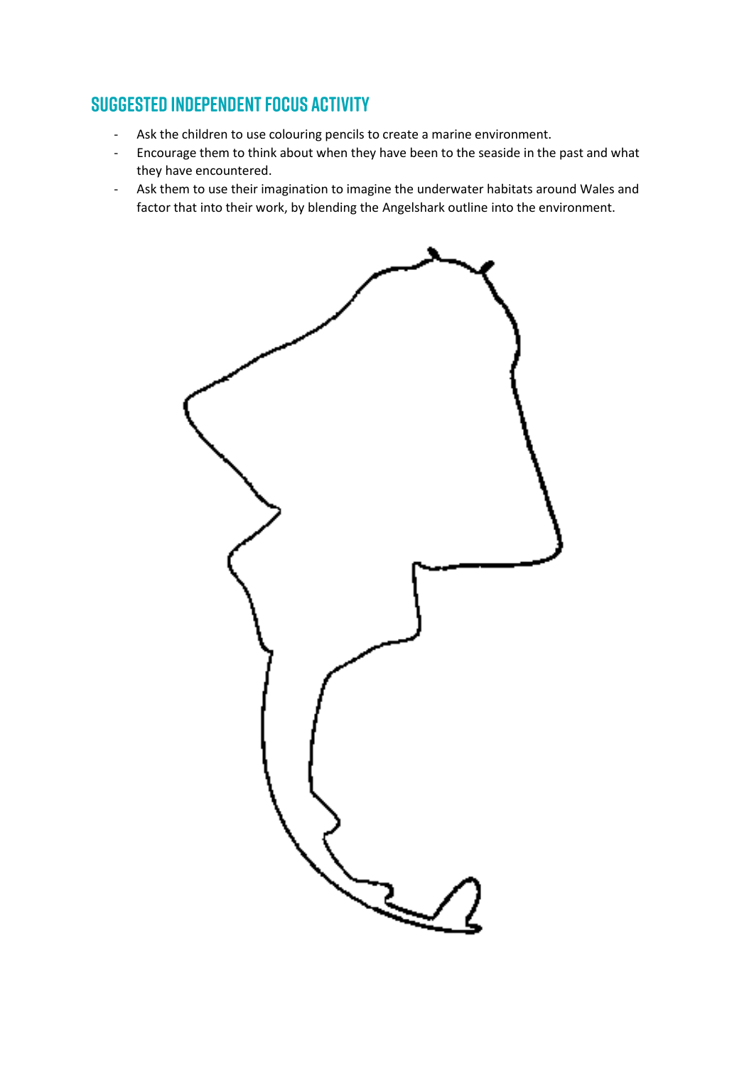## Suggested Independent Focus Activity

- Ask the children to use colouring pencils to create a marine environment.
- Encourage them to think about when they have been to the seaside in the past and what they have encountered.
- Ask them to use their imagination to imagine the underwater habitats around Wales and factor that into their work, by blending the Angelshark outline into the environment.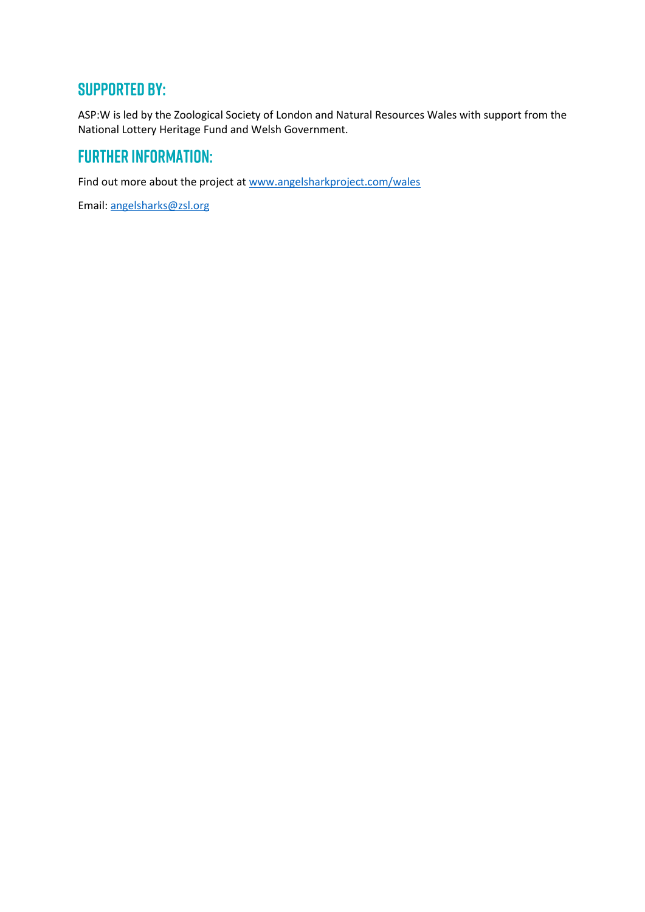## SUPPORTED BY:

ASP:W is led by the Zoological Society of London and Natural Resources Wales with support from the National Lottery Heritage Fund and Welsh Government.

## FURTHER INFORMATION:

Find out more about the project at [www.angelsharkproject.com/wales](http://www.angelsharkproject.com/wales)

Email: [angelsharks@zsl.org](mailto:angelsharks@zsl.org)